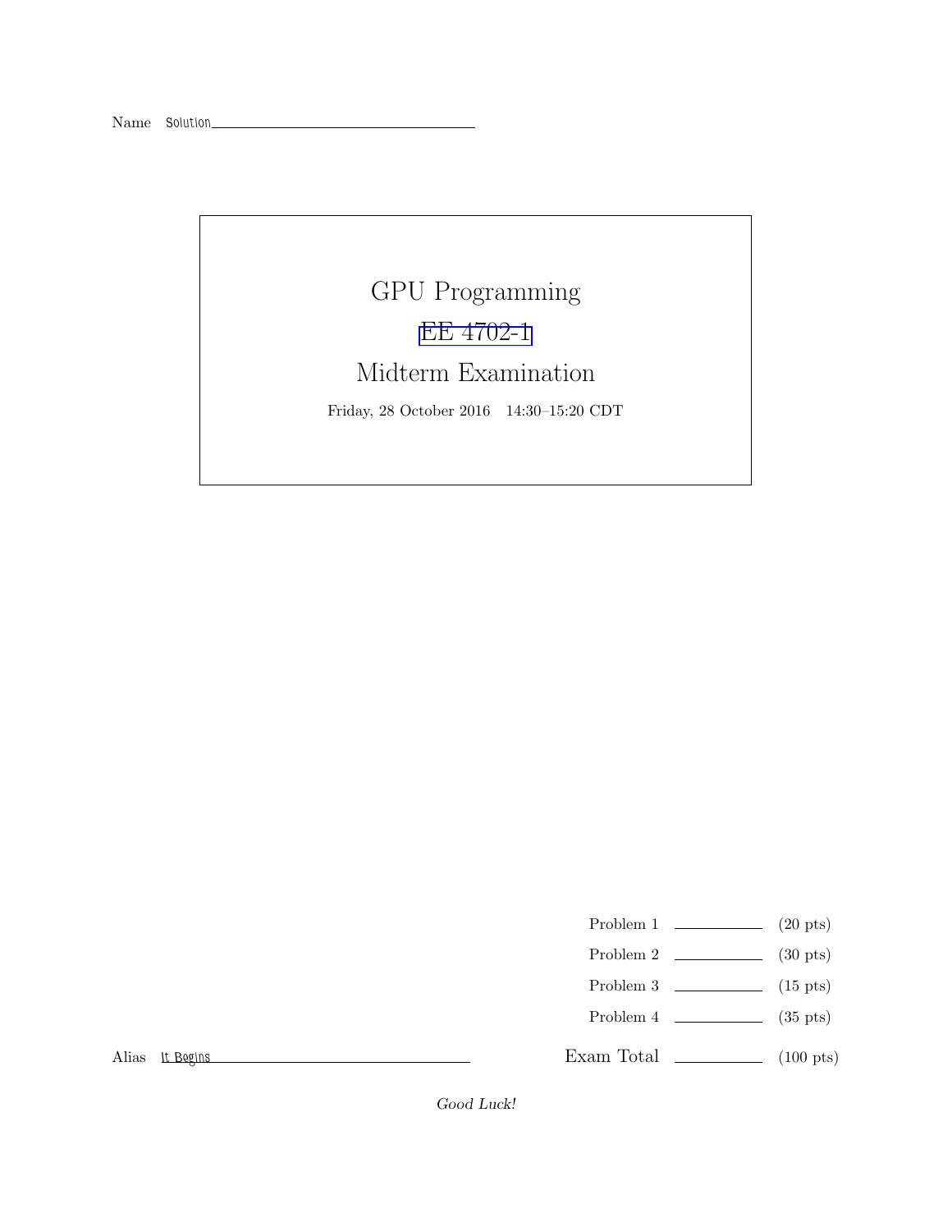Name Solution

# GPU Programming

## EE 4702-1

## Midterm Examination

Friday, 28 October 2016 14:30–15:20 CDT

| | | |
|---|---|---|
| Problem 1 | | (20 pts) |
| Problem 2 | | (30 pts) |
| Problem 3 | | (15 pts) |
| Problem 4 | | (35 pts) |
| Exam Total | | (100 pts) |

Alias It Begins

*Good Luck!*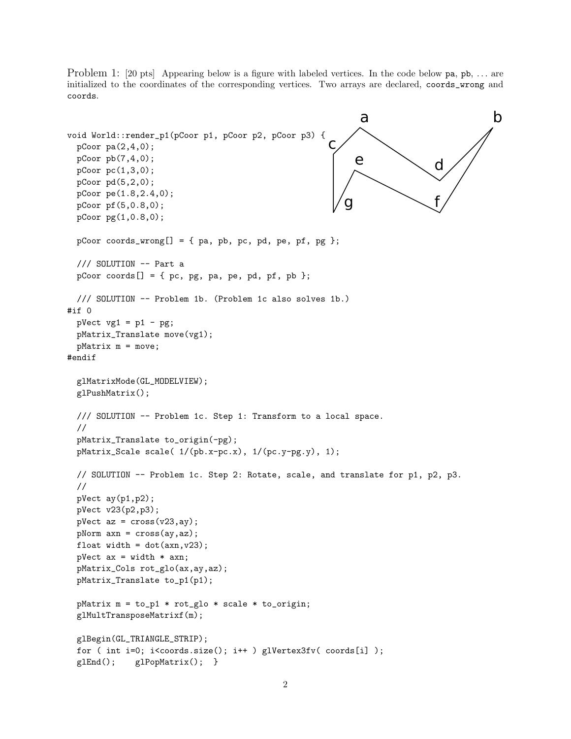Problem 1: [20 pts] Appearing below is a figure with labeled vertices. In the code below `pa`, `pb`, ... are initialized to the coordinates of the corresponding vertices. Two arrays are declared, `coords_wrong` and `coords`.

```
void World::render_p1(pCoor p1, pCoor p2, pCoor p3) {
  pCoor pa(2,4,0);
  pCoor pb(7,4,0);
  pCoor pc(1,3,0);
  pCoor pd(5,2,0);
  pCoor pe(1.8,2.4,0);
  pCoor pf(5,0.8,0);
  pCoor pg(1,0.8,0);

  pCoor coords_wrong[] = { pa, pb, pc, pd, pe, pf, pg };

  /// SOLUTION -- Part a
  pCoor coords[] = { pc, pg, pa, pe, pd, pf, pb };

  /// SOLUTION -- Problem 1b. (Problem 1c also solves 1b.)
#if 0
  pVect vg1 = p1 - pg;
  pMatrix_Translate move(vg1);
  pMatrix m = move;
#endif

  glMatrixMode(GL_MODELVIEW);
  glPushMatrix();

  /// SOLUTION -- Problem 1c. Step 1: Transform to a local space.
  //
  pMatrix_Translate to_origin(-pg);
  pMatrix_Scale scale( 1/(pb.x-pc.x), 1/(pc.y-pg.y), 1);

  // SOLUTION -- Problem 1c. Step 2: Rotate, scale, and translate for p1, p2, p3.
  //
  pVect ay(p1,p2);
  pVect v23(p2,p3);
  pVect az = cross(v23,ay);
  pNorm axn = cross(ay,az);
  float width = dot(axn,v23);
  pVect ax = width * axn;
  pMatrix_Cols rot_glo(ax,ay,az);
  pMatrix_Translate to_p1(p1);

  pMatrix m = to_p1 * rot_glo * scale * to_origin;
  glMultTransposeMatrixf(m);

  glBegin(GL_TRIANGLE_STRIP);
  for ( int i=0; i<coords.size(); i++ ) glVertex3fv( coords[i] );
  glEnd();    glPopMatrix();  }
```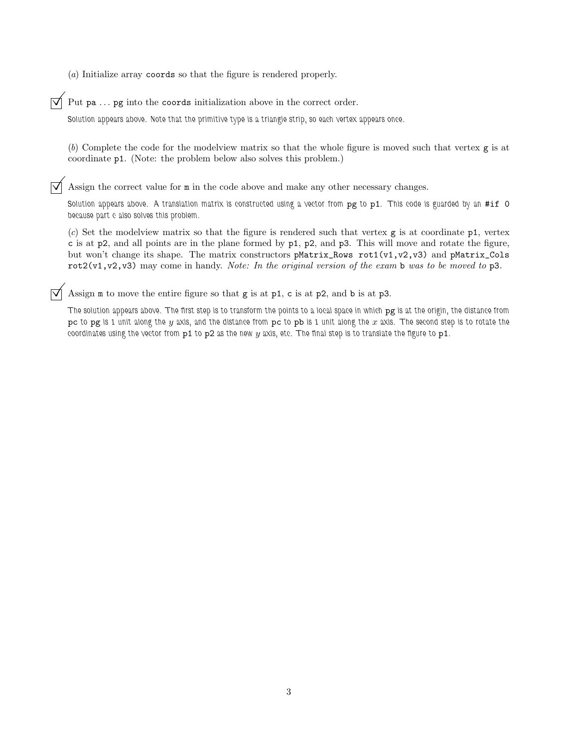(*a*) Initialize array `coords` so that the figure is rendered properly.

☑ Put `pa` ... `pg` into the `coords` initialization above in the correct order.

*Solution appears above. Note that the primitive type is a triangle strip, so each vertex appears once.*

(*b*) Complete the code for the modelview matrix so that the whole figure is moved such that vertex `g` is at coordinate `p1`. (Note: the problem below also solves this problem.)

☑ Assign the correct value for `m` in the code above and make any other necessary changes.

*Solution appears above. A translation matrix is constructed using a vector from `pg` to `p1`. This code is guarded by an `#if 0` because part c also solves this problem.*

(*c*) Set the modelview matrix so that the figure is rendered such that vertex `g` is at coordinate `p1`, vertex `c` is at `p2`, and all points are in the plane formed by `p1`, `p2`, and `p3`. This will move and rotate the figure, but won't change its shape. The matrix constructors `pMatrix_Rows rot1(v1,v2,v3)` and `pMatrix_Cols rot2(v1,v2,v3)` may come in handy. *Note: In the original version of the exam* `b` *was to be moved to* `p3`.

☑ Assign `m` to move the entire figure so that `g` is at `p1`, `c` is at `p2`, and `b` is at `p3`.

*The solution appears above. The first step is to transform the points to a local space in which `pg` is at the origin, the distance from `pc` to `pg` is 1 unit along the $y$ axis, and the distance from `pc` to `pb` is 1 unit along the $x$ axis. The second step is to rotate the coordinates using the vector from `p1` to `p2` as the new $y$ axis, etc. The final step is to translate the figure to `p1`.*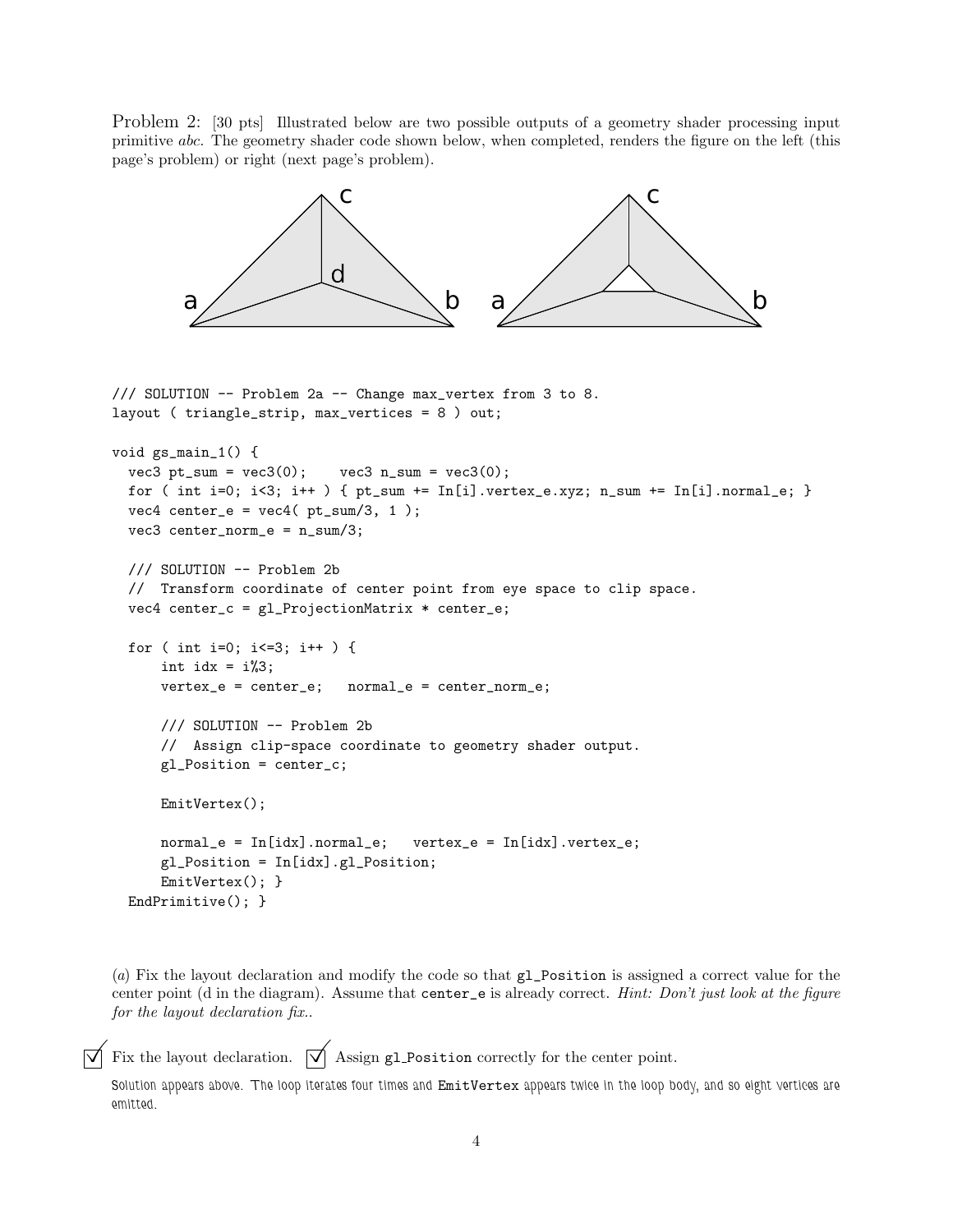Problem 2: [30 pts] Illustrated below are two possible outputs of a geometry shader processing input primitive *abc*. The geometry shader code shown below, when completed, renders the figure on the left (this page's problem) or right (next page's problem).

```
/// SOLUTION -- Problem 2a -- Change max_vertex from 3 to 8.
layout ( triangle_strip, max_vertices = 8 ) out;

void gs_main_1() {
  vec3 pt_sum = vec3(0);    vec3 n_sum = vec3(0);
  for ( int i=0; i<3; i++ ) { pt_sum += In[i].vertex_e.xyz; n_sum += In[i].normal_e; }
  vec4 center_e = vec4( pt_sum/3, 1 );
  vec3 center_norm_e = n_sum/3;

  /// SOLUTION -- Problem 2b
  //  Transform coordinate of center point from eye space to clip space.
  vec4 center_c = gl_ProjectionMatrix * center_e;

  for ( int i=0; i<=3; i++ ) {
      int idx = i%3;
      vertex_e = center_e;   normal_e = center_norm_e;

      /// SOLUTION -- Problem 2b
      //  Assign clip-space coordinate to geometry shader output.
      gl_Position = center_c;

      EmitVertex();

      normal_e = In[idx].normal_e;   vertex_e = In[idx].vertex_e;
      gl_Position = In[idx].gl_Position;
      EmitVertex(); }
  EndPrimitive(); }
```

(*a*) Fix the layout declaration and modify the code so that `gl_Position` is assigned a correct value for the center point (d in the diagram). Assume that `center_e` is already correct. *Hint: Don't just look at the figure for the layout declaration fix..*

☑ Fix the layout declaration. ☑ Assign `gl_Position` correctly for the center point.

Solution appears above. The loop iterates four times and `EmitVertex` appears twice in the loop body, and so eight vertices are emitted.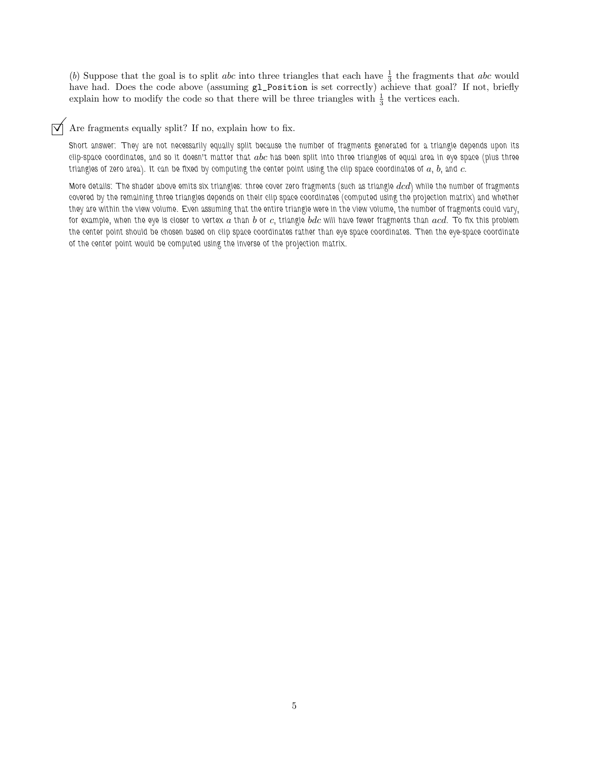(*b*) Suppose that the goal is to split *abc* into three triangles that each have $\frac{1}{3}$ the fragments that *abc* would have had. Does the code above (assuming `gl_Position` is set correctly) achieve that goal? If not, briefly explain how to modify the code so that there will be three triangles with $\frac{1}{3}$ the vertices each.

☑ Are fragments equally split? If no, explain how to fix.

Short answer: They are not necessarily equally split because the number of fragments generated for a triangle depends upon its clip-space coordinates, and so it doesn't matter that *abc* has been split into three triangles of equal area in eye space (plus three triangles of zero area). It can be fixed by computing the center point using the clip space coordinates of $a$, $b$, and $c$.

More details: The shader above emits six triangles: three cover zero fragments (such as triangle *dcd*) while the number of fragments covered by the remaining three triangles depends on their clip space coordinates (computed using the projection matrix) and whether they are within the view volume. Even assuming that the entire triangle were in the view volume, the number of fragments could vary, for example, when the eye is closer to vertex $a$ than $b$ or $c$, triangle *bdc* will have fewer fragments than *acd*. To fix this problem the center point should be chosen based on clip space coordinates rather than eye space coordinates. Then the eye-space coordinate of the center point would be computed using the inverse of the projection matrix.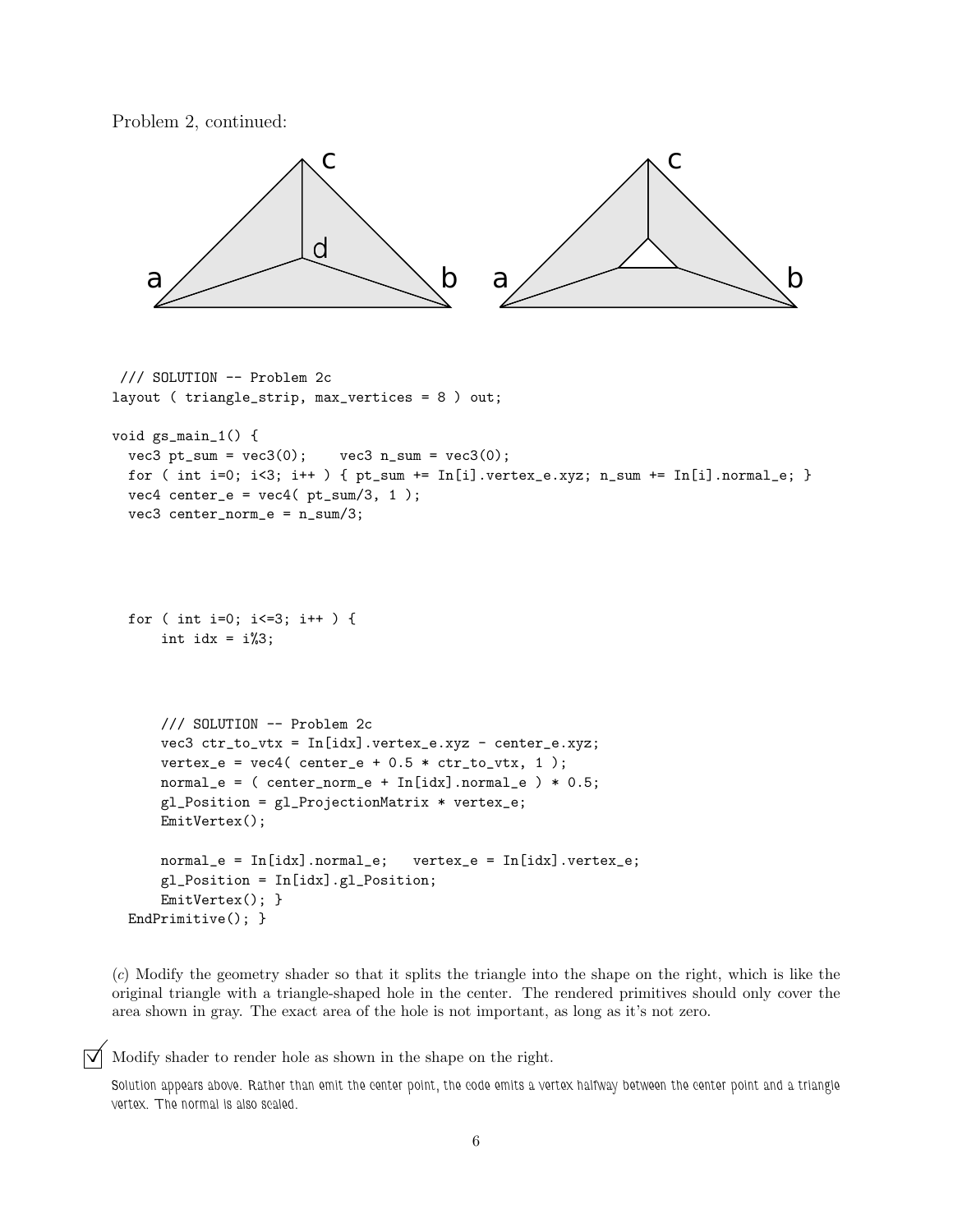Problem 2, continued:

```
/// SOLUTION -- Problem 2c
layout ( triangle_strip, max_vertices = 8 ) out;

void gs_main_1() {
  vec3 pt_sum = vec3(0);    vec3 n_sum = vec3(0);
  for ( int i=0; i<3; i++ ) { pt_sum += In[i].vertex_e.xyz; n_sum += In[i].normal_e; }
  vec4 center_e = vec4( pt_sum/3, 1 );
  vec3 center_norm_e = n_sum/3;

  for ( int i=0; i<=3; i++ ) {
      int idx = i%3;

      /// SOLUTION -- Problem 2c
      vec3 ctr_to_vtx = In[idx].vertex_e.xyz - center_e.xyz;
      vertex_e = vec4( center_e + 0.5 * ctr_to_vtx, 1 );
      normal_e = ( center_norm_e + In[idx].normal_e ) * 0.5;
      gl_Position = gl_ProjectionMatrix * vertex_e;
      EmitVertex();

      normal_e = In[idx].normal_e;   vertex_e = In[idx].vertex_e;
      gl_Position = In[idx].gl_Position;
      EmitVertex(); }
  EndPrimitive(); }
```

(*c*) Modify the geometry shader so that it splits the triangle into the shape on the right, which is like the original triangle with a triangle-shaped hole in the center. The rendered primitives should only cover the area shown in gray. The exact area of the hole is not important, as long as it's not zero.

☑ Modify shader to render hole as shown in the shape on the right.

Solution appears above. Rather than emit the center point, the code emits a vertex halfway between the center point and a triangle vertex. The normal is also scaled.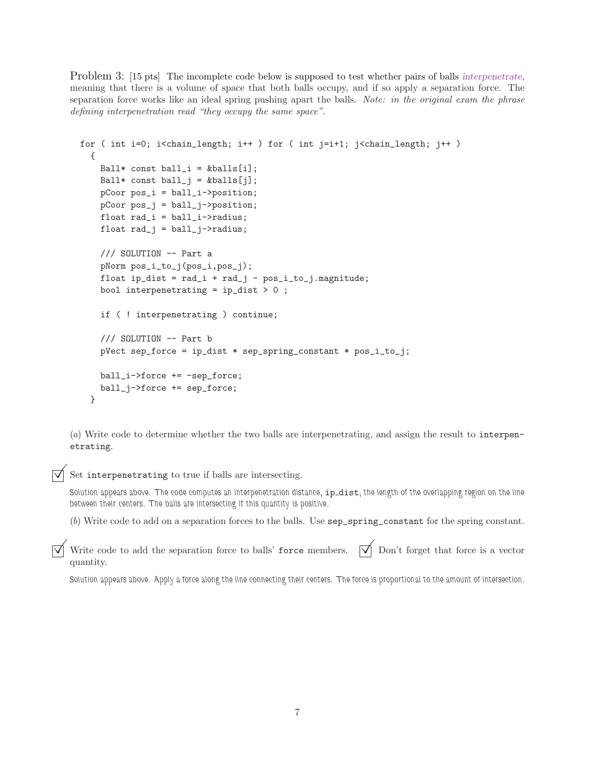Problem 3: [15 pts] The incomplete code below is supposed to test whether pairs of balls *interpenetrate*, meaning that there is a volume of space that both balls occupy, and if so apply a separation force. The separation force works like an ideal spring pushing apart the balls. *Note: in the original exam the phrase defining interpenetration read "they occupy the same space".*

```
for ( int i=0; i<chain_length; i++ ) for ( int j=i+1; j<chain_length; j++ )
  {
    Ball* const ball_i = &balls[i];
    Ball* const ball_j = &balls[j];
    pCoor pos_i = ball_i->position;
    pCoor pos_j = ball_j->position;
    float rad_i = ball_i->radius;
    float rad_j = ball_j->radius;

    /// SOLUTION -- Part a
    pNorm pos_i_to_j(pos_i,pos_j);
    float ip_dist = rad_i + rad_j - pos_i_to_j.magnitude;
    bool interpenetrating = ip_dist > 0 ;

    if ( ! interpenetrating ) continue;

    /// SOLUTION -- Part b
    pVect sep_force = ip_dist * sep_spring_constant * pos_i_to_j;

    ball_i->force += -sep_force;
    ball_j->force += sep_force;
  }
```

(*a*) Write code to determine whether the two balls are interpenetrating, and assign the result to `interpenetrating`.

☑ Set `interpenetrating` to true if balls are intersecting.

Solution appears above. The code computes an interpenetration distance, `ip_dist`, the length of the overlapping region on the line between their centers. The balls are intersecting if this quantity is positive.

(*b*) Write code to add on a separation forces to the balls. Use `sep_spring_constant` for the spring constant.

☑ Write code to add the separation force to balls' `force` members. ☑ Don't forget that force is a vector quantity.

Solution appears above. Apply a force along the line connecting their centers. The force is proportional to the amount of intersection.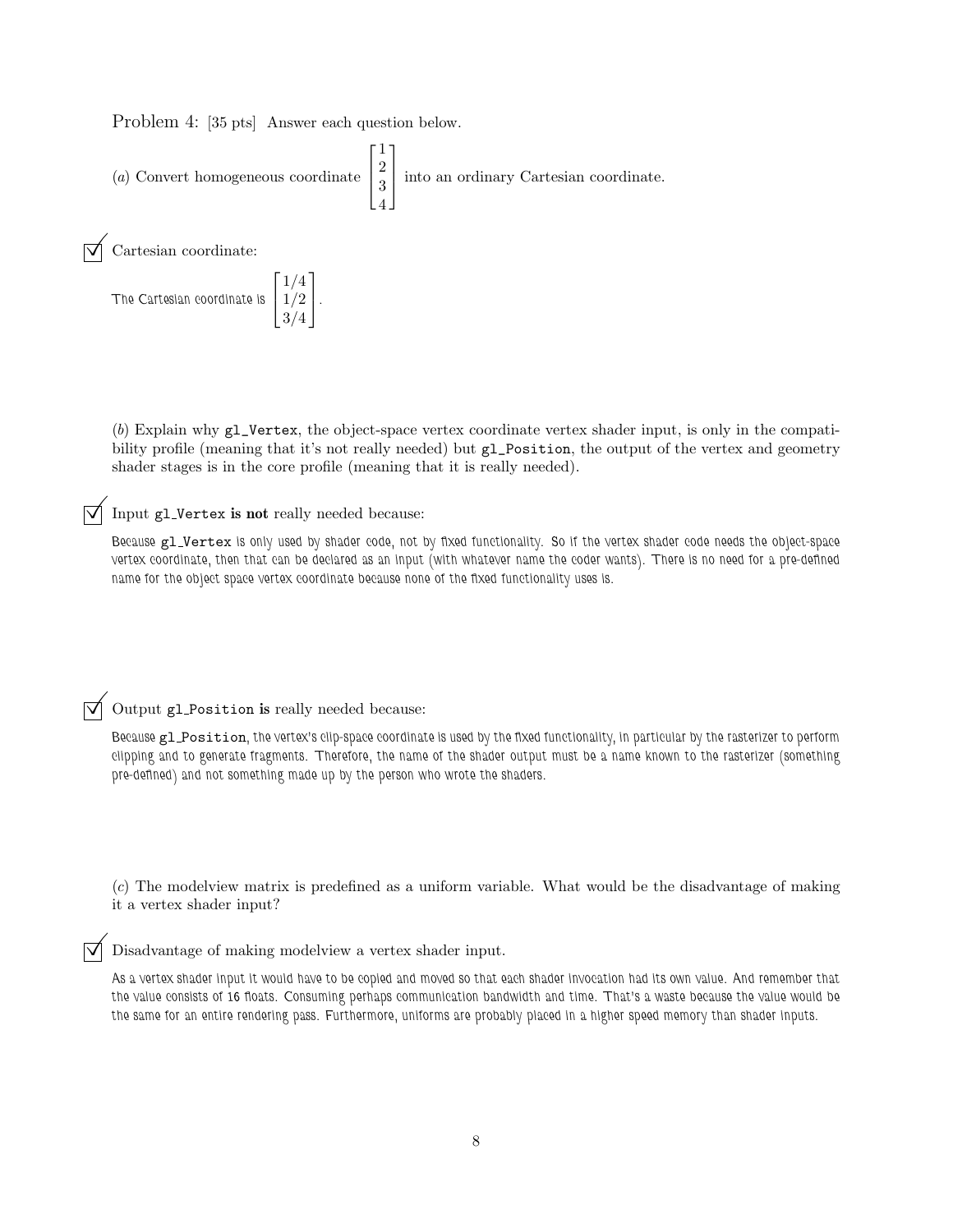Problem 4: [35 pts] Answer each question below.

(*a*) Convert homogeneous coordinate $\begin{bmatrix} 1 \\ 2 \\ 3 \\ 4 \end{bmatrix}$ into an ordinary Cartesian coordinate.

☑ Cartesian coordinate:

The Cartesian coordinate is $\begin{bmatrix} 1/4 \\ 1/2 \\ 3/4 \end{bmatrix}$.

(*b*) Explain why `gl_Vertex`, the object-space vertex coordinate vertex shader input, is only in the compatibility profile (meaning that it's not really needed) but `gl_Position`, the output of the vertex and geometry shader stages is in the core profile (meaning that it is really needed).

☑ Input `gl_Vertex` **is not** really needed because:

Because `gl_Vertex` is only used by shader code, not by fixed functionality. So if the vertex shader code needs the object-space vertex coordinate, then that can be declared as an input (with whatever name the coder wants). There is no need for a pre-defined name for the object space vertex coordinate because none of the fixed functionality uses is.

☑ Output `gl_Position` **is** really needed because:

Because `gl_Position`, the vertex's clip-space coordinate is used by the fixed functionality, in particular by the rasterizer to perform clipping and to generate fragments. Therefore, the name of the shader output must be a name known to the rasterizer (something pre-defined) and not something made up by the person who wrote the shaders.

(*c*) The modelview matrix is predefined as a uniform variable. What would be the disadvantage of making it a vertex shader input?

☑ Disadvantage of making modelview a vertex shader input.

As a vertex shader input it would have to be copied and moved so that each shader invocation had its own value. And remember that the value consists of 16 floats. Consuming perhaps communication bandwidth and time. That's a waste because the value would be the same for an entire rendering pass. Furthermore, uniforms are probably placed in a higher speed memory than shader inputs.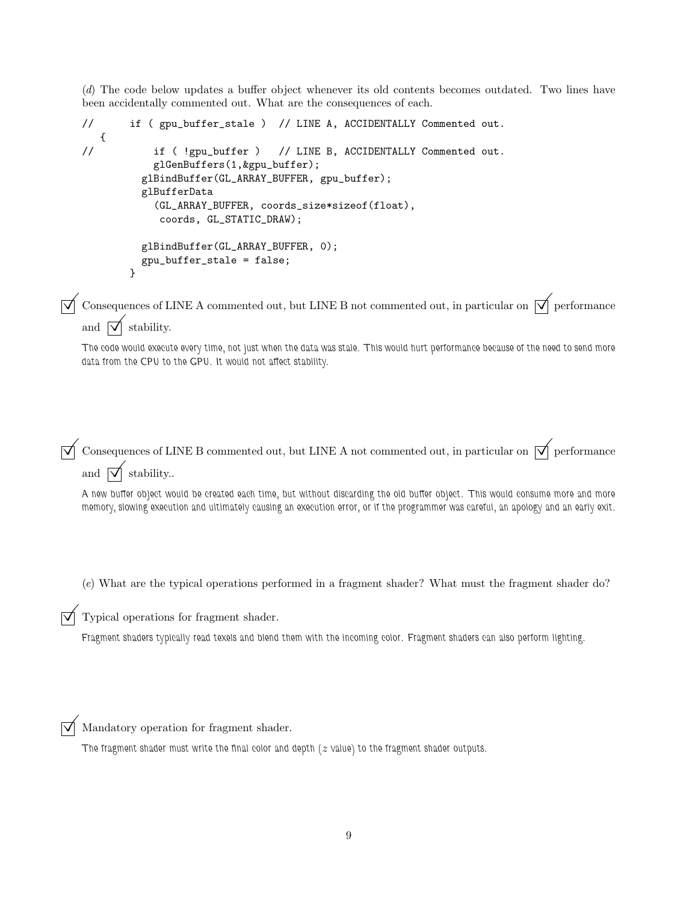(*d*) The code below updates a buffer object whenever its old contents becomes outdated. Two lines have been accidentally commented out. What are the consequences of each.

```
//      if ( gpu_buffer_stale )  // LINE A, ACCIDENTALLY Commented out.
   {
//          if ( !gpu_buffer )   // LINE B, ACCIDENTALLY Commented out.
            glGenBuffers(1,&gpu_buffer);
          glBindBuffer(GL_ARRAY_BUFFER, gpu_buffer);
          glBufferData
            (GL_ARRAY_BUFFER, coords_size*sizeof(float),
             coords, GL_STATIC_DRAW);

          glBindBuffer(GL_ARRAY_BUFFER, 0);
          gpu_buffer_stale = false;
        }
```

☑ Consequences of LINE A commented out, but LINE B not commented out, in particular on ☑ performance and ☑ stability.

The code would execute every time, not just when the data was stale. This would hurt performance because of the need to send more data from the CPU to the GPU. It would not affect stability.

☑ Consequences of LINE B commented out, but LINE A not commented out, in particular on ☑ performance and ☑ stability..

A new buffer object would be created each time, but without discarding the old buffer object. This would consume more and more memory, slowing execution and ultimately causing an execution error, or if the programmer was careful, an apology and an early exit.

(*e*) What are the typical operations performed in a fragment shader? What must the fragment shader do?

☑ Typical operations for fragment shader.

Fragment shaders typically read texels and blend them with the incoming color. Fragment shaders can also perform lighting.

☑ Mandatory operation for fragment shader.

The fragment shader must write the final color and depth ($z$ value) to the fragment shader outputs.